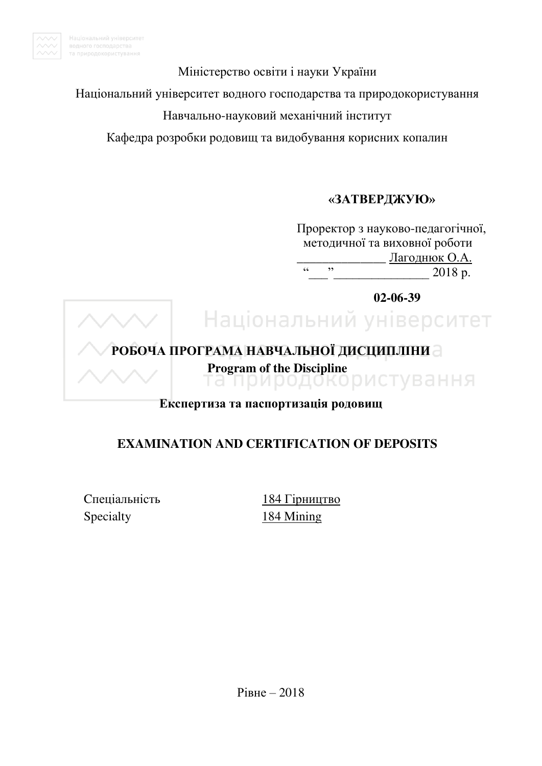Міністерство освіти і науки України

Національний університет водного господарства та природокористування

Навчально-науковий механічний інститут

Кафедра розробки родовищ та видобування корисних копалин

**«ЗАТВЕРДЖУЮ»**

Проректор з науково-педагогічної, методичної та виховної роботи
______________ Лагоднюк О.А.
"___"_______________ 2018 р.

**02-06-39**

# РОБОЧА ПРОГРАМА НАВЧАЛЬНОЇ ДИСЦИПЛІНИ
## Program of the Discipline

**Експертиза та паспортизація родовищ**

**EXAMINATION AND CERTIFICATION OF DEPOSITS**

Спеціальність 184 Гірництво
Specialty 184 Mining

Рівне – 2018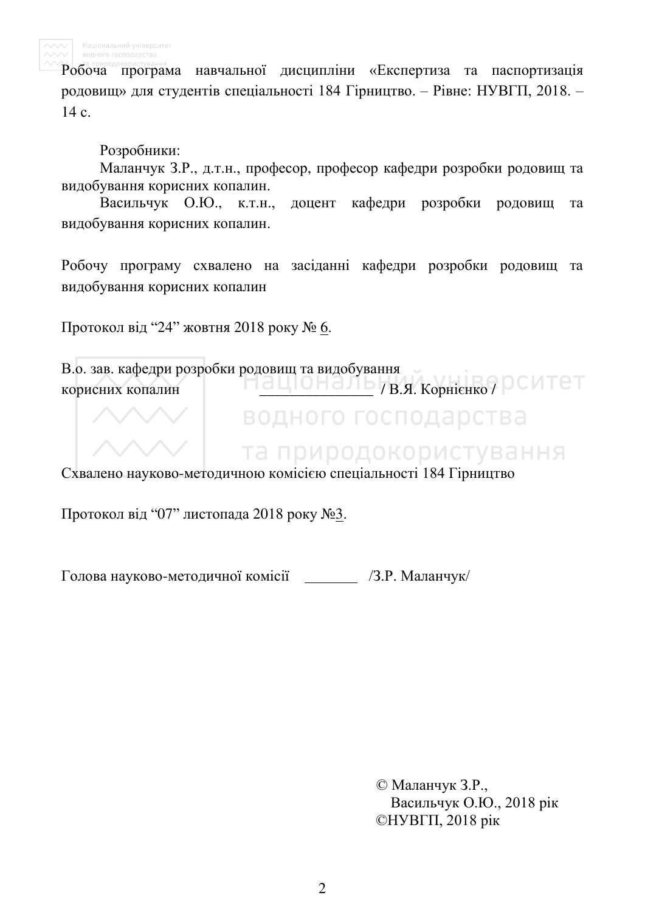Робоча програма навчальної дисципліни «Експертиза та паспортизація родовищ» для студентів спеціальності 184 Гірництво. – Рівне: НУВГП, 2018. – 14 с.

Розробники:
Маланчук З.Р., д.т.н., професор, професор кафедри розробки родовищ та видобування корисних копалин.
Васильчук О.Ю., к.т.н., доцент кафедри розробки родовищ та видобування корисних копалин.

Робочу програму схвалено на засіданні кафедри розробки родовищ та видобування корисних копалин

Протокол від “24” жовтня 2018 року № 6.

В.о. зав. кафедри розробки родовищ та видобування корисних копалин _______________ / В.Я. Корнієнко /

Схвалено науково-методичною комісією спеціальності 184 Гірництво

Протокол від “07” листопада 2018 року №3.

Голова науково-методичної комісії ________ /З.Р. Маланчук/

© Маланчук З.Р.,
Васильчук О.Ю., 2018 рік
©НУВГП, 2018 рік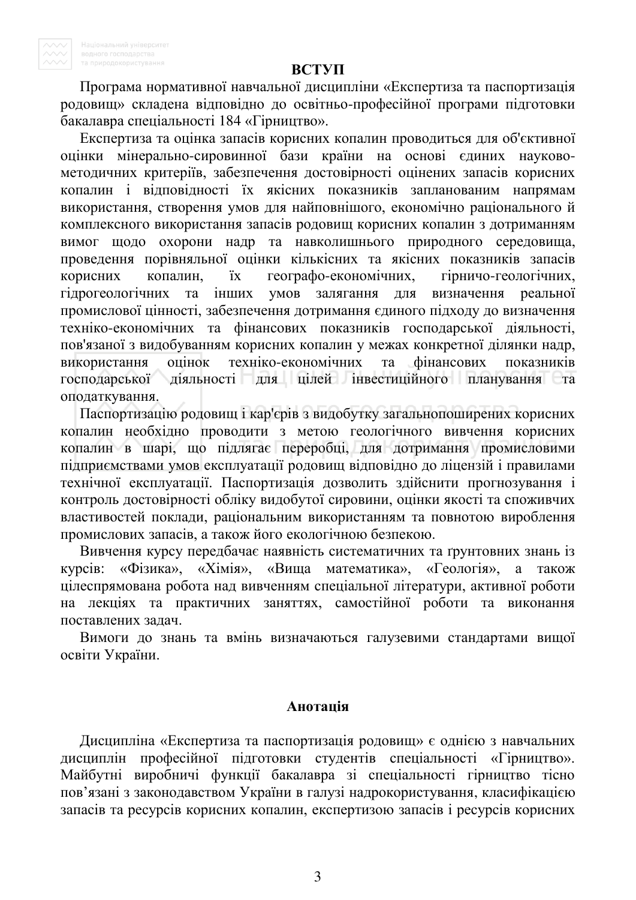## ВСТУП

Програма нормативної навчальної дисципліни «Експертиза та паспортизація родовищ» складена відповідно до освітньо-професійної програми підготовки бакалавра спеціальності 184 «Гірництво».

Експертиза та оцінка запасів корисних копалин проводиться для об'єктивної оцінки мінерально-сировинної бази країни на основі єдиних науково-методичних критеріїв, забезпечення достовірності оцінених запасів корисних копалин і відповідності їх якісних показників запланованим напрямам використання, створення умов для найповнішого, економічно раціонального й комплексного використання запасів родовищ корисних копалин з дотриманням вимог щодо охорони надр та навколишнього природного середовища, проведення порівняльної оцінки кількісних та якісних показників запасів корисних копалин, їх географо-економічних, гірничо-геологічних, гідрогеологічних та інших умов залягання для визначення реальної промислової цінності, забезпечення дотримання єдиного підходу до визначення техніко-економічних та фінансових показників господарської діяльності, пов'язаної з видобуванням корисних копалин у межах конкретної ділянки надр, використання оцінок техніко-економічних та фінансових показників господарської діяльності для цілей інвестиційного планування та оподаткування.

Паспортизацію родовищ і кар'єрів з видобутку загальнопоширених корисних копалин необхідно проводити з метою геологічного вивчення корисних копалин в шарі, що підлягає переробці, для дотримання промисловими підприємствами умов експлуатації родовищ відповідно до ліцензій і правилами технічної експлуатації. Паспортизація дозволить здійснити прогнозування і контроль достовірності обліку видобутої сировини, оцінки якості та споживчих властивостей поклади, раціональним використанням та повнотою вироблення промислових запасів, а також його екологічною безпекою.

Вивчення курсу передбачає наявність систематичних та ґрунтовних знань із курсів: «Фізика», «Хімія», «Вища математика», «Геологія», а також цілеспрямована робота над вивченням спеціальної літератури, активної роботи на лекціях та практичних заняттях, самостійної роботи та виконання поставлених задач.

Вимоги до знань та вмінь визначаються галузевими стандартами вищої освіти України.

## Анотація

Дисципліна «Експертиза та паспортизація родовищ» є однією з навчальних дисциплін професійної підготовки студентів спеціальності «Гірництво». Майбутні виробничі функції бакалавра зі спеціальності гірництво тісно пов’язані з законодавством України в галузі надрокористування, класифікацією запасів та ресурсів корисних копалин, експертизою запасів і ресурсів корисних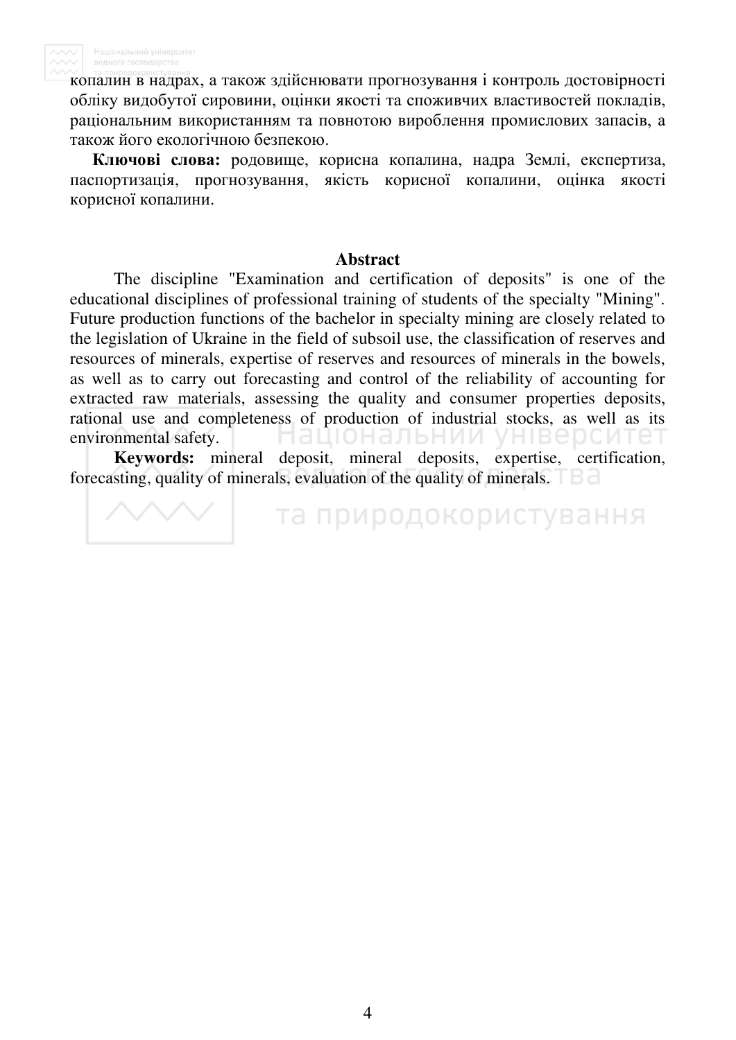копалин в надрах, а також здійснювати прогнозування і контроль достовірності обліку видобутої сировини, оцінки якості та споживчих властивостей покладів, раціональним використанням та повнотою вироблення промислових запасів, а також його екологічною безпекою.

**Ключові слова:** родовище, корисна копалина, надра Землі, експертиза, паспортизація, прогнозування, якість корисної копалини, оцінка якості корисної копалини.

## Abstract

The discipline "Examination and certification of deposits" is one of the educational disciplines of professional training of students of the specialty "Mining". Future production functions of the bachelor in specialty mining are closely related to the legislation of Ukraine in the field of subsoil use, the classification of reserves and resources of minerals, expertise of reserves and resources of minerals in the bowels, as well as to carry out forecasting and control of the reliability of accounting for extracted raw materials, assessing the quality and consumer properties deposits, rational use and completeness of production of industrial stocks, as well as its environmental safety.

**Keywords:** mineral deposit, mineral deposits, expertise, certification, forecasting, quality of minerals, evaluation of the quality of minerals.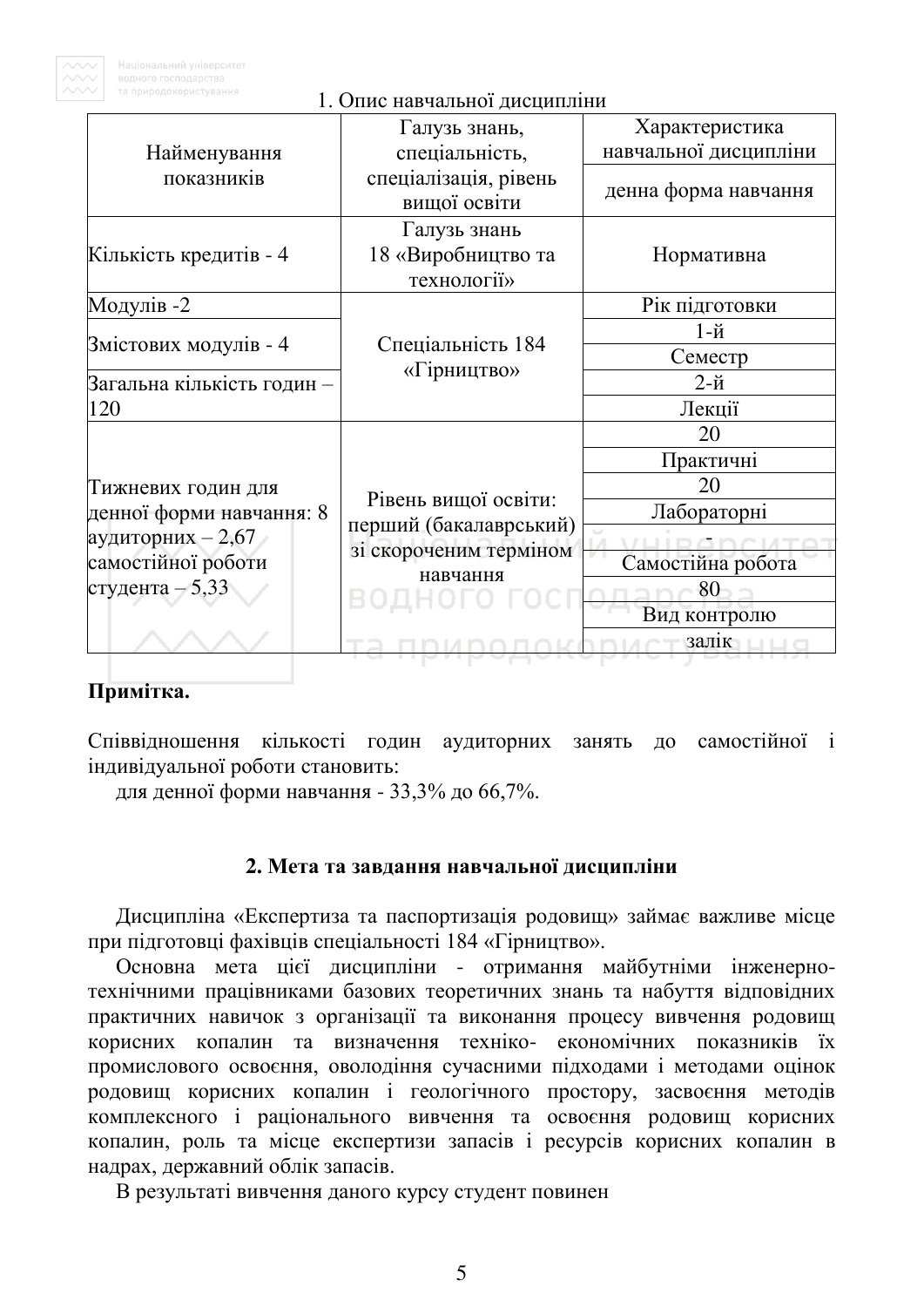1. Опис навчальної дисципліни

| Найменування показників | Галузь знань, спеціальність, спеціалізація, рівень вищої освіти | Характеристика навчальної дисципліни |
|---|---|---|
| | | денна форма навчання |
| Кількість кредитів - 4 | Галузь знань 18 «Виробництво та технології» | Нормативна |
| Модулів -2 | Спеціальність 184 «Гірництво» | Рік підготовки |
| Змістових модулів - 4 | | 1-й |
| | | Семестр |
| Загальна кількість годин – 120 | | 2-й |
| | | Лекції |
| Тижневих годин для денної форми навчання: 8 аудиторних – 2,67 самостійної роботи студента – 5,33 | Рівень вищої освіти: перший (бакалаврський) зі скороченим терміном навчання | 20 |
| | | Практичні |
| | | 20 |
| | | Лабораторні |
| | | - |
| | | Самостійна робота |
| | | 80 |
| | | Вид контролю |
| | | залік |

**Примітка.**

Співвідношення кількості годин аудиторних занять до самостійної і індивідуальної роботи становить:

для денної форми навчання - 33,3% до 66,7%.

## 2. Мета та завдання навчальної дисципліни

Дисципліна «Експертиза та паспортизація родовищ» займає важливе місце при підготовці фахівців спеціальності 184 «Гірництво».

Основна мета цієї дисципліни - отримання майбутніми інженерно-технічними працівниками базових теоретичних знань та набуття відповідних практичних навичок з організації та виконання процесу вивчення родовищ корисних копалин та визначення техніко- економічних показників їх промислового освоєння, оволодіння сучасними підходами і методами оцінок родовищ корисних копалин і геологічного простору, засвоєння методів комплексного і раціонального вивчення та освоєння родовищ корисних копалин, роль та місце експертизи запасів і ресурсів корисних копалин в надрах, державний облік запасів.

В результаті вивчення даного курсу студент повинен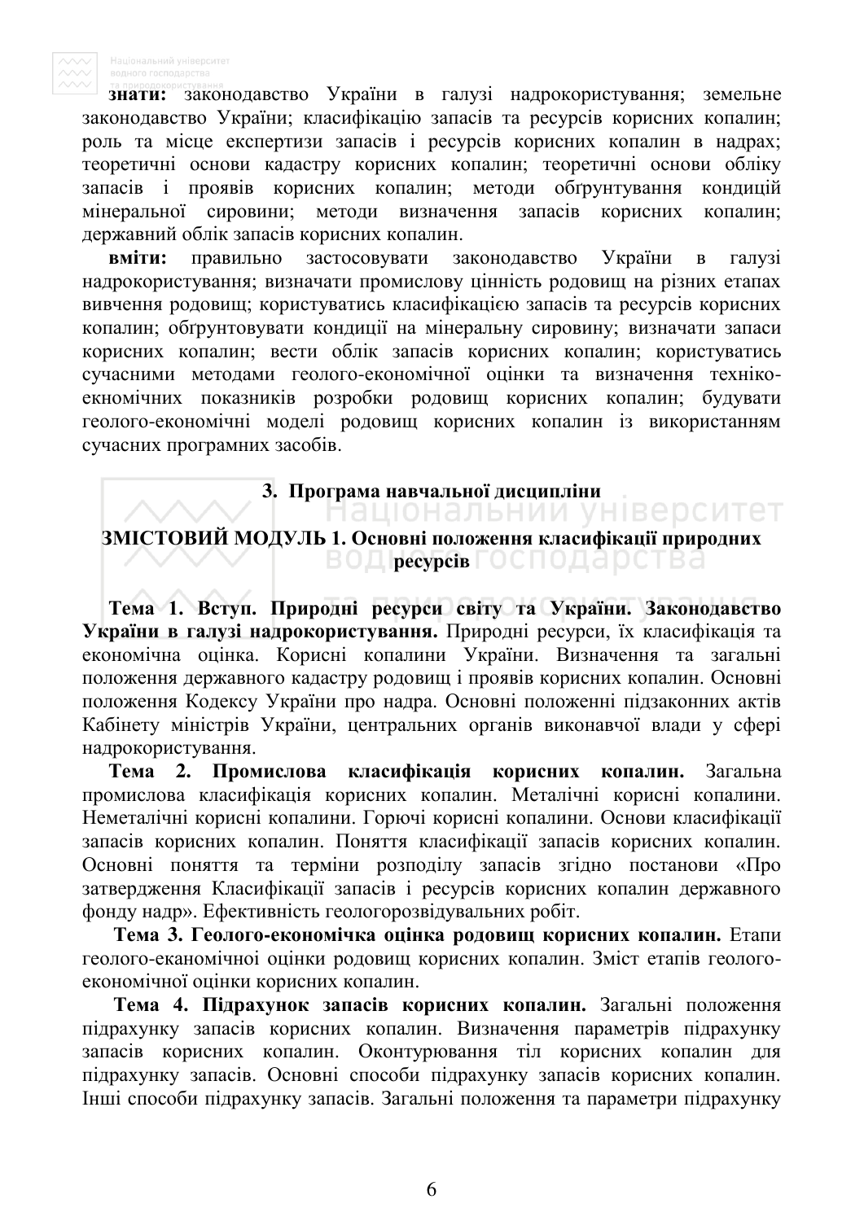**знати:** законодавство України в галузі надрокористування; земельне законодавство України; класифікацію запасів та ресурсів корисних копалин; роль та місце експертизи запасів і ресурсів корисних копалин в надрах; теоретичні основи кадастру корисних копалин; теоретичні основи обліку запасів і проявів корисних копалин; методи обґрунтування кондицій мінеральної сировини; методи визначення запасів корисних копалин; державний облік запасів корисних копалин.

**вміти:** правильно застосовувати законодавство України в галузі надрокористування; визначати промислову цінність родовищ на різних етапах вивчення родовищ; користуватись класифікацією запасів та ресурсів корисних копалин; обґрунтовувати кондиції на мінеральну сировину; визначати запаси корисних копалин; вести облік запасів корисних копалин; користуватись сучасними методами геолого-економічної оцінки та визначення техніко-екномічних показників розробки родовищ корисних копалин; будувати геолого-економічні моделі родовищ корисних копалин із використанням сучасних програмних засобів.

## 3. Програма навчальної дисципліни

### ЗМІСТОВИЙ МОДУЛЬ 1. Основні положення класифікації природних ресурсів

**Тема 1. Вступ. Природні ресурси світу та України. Законодавство України в галузі надрокористування.** Природні ресурси, їх класифікація та економічна оцінка. Корисні копалини України. Визначення та загальні положення державного кадастру родовищ і проявів корисних копалин. Основні положення Кодексу України про надра. Основні положенні підзаконних актів Кабінету міністрів України, центральних органів виконавчої влади у сфері надрокористування.

**Тема 2. Промислова класифікація корисних копалин.** Загальна промислова класифікація корисних копалин. Металічні корисні копалини. Неметалічні корисні копалини. Горючі корисні копалини. Основи класифікації запасів корисних копалин. Поняття класифікації запасів корисних копалин. Основні поняття та терміни розподілу запасів згідно постанови «Про затвердження Класифікації запасів і ресурсів корисних копалин державного фонду надр». Ефективність геологорозвідувальних робіт.

**Тема 3. Геолого-економічка оцінка родовищ корисних копалин.** Етапи геолого-еканомічної оцінки родовищ корисних копалин. Зміст етапів геолого-економічної оцінки корисних копалин.

**Тема 4. Підрахунок запасів корисних копалин.** Загальні положення підрахунку запасів корисних копалин. Визначення параметрів підрахунку запасів корисних копалин. Оконтурювання тіл корисних копалин для підрахунку запасів. Основні способи підрахунку запасів корисних копалин. Інші способи підрахунку запасів. Загальні положення та параметри підрахунку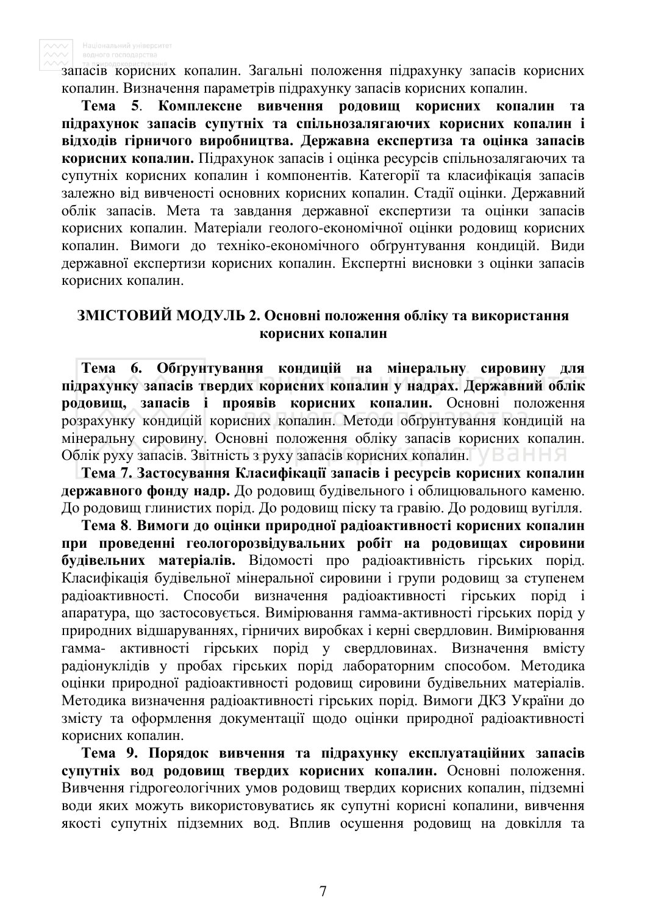запасів корисних копалин. Загальні положення підрахунку запасів корисних копалин. Визначення параметрів підрахунку запасів корисних копалин.

**Тема 5**. **Комплексне вивчення родовищ корисних копалин та підрахунок запасів супутніх та спільнозалягаючих корисних копалин і відходів гірничого виробництва. Державна експертиза та оцінка запасів корисних копалин.** Підрахунок запасів і оцінка ресурсів спільнозалягаючих та супутніх корисних копалин і компонентів. Категорії та класифікація запасів залежно від вивченості основних корисних копалин. Стадії оцінки. Державний облік запасів. Мета та завдання державної експертизи та оцінки запасів корисних копалин. Матеріали геолого-економічної оцінки родовищ корисних копалин. Вимоги до техніко-економічного обґрунтування кондицій. Види державної експертизи корисних копалин. Експертні висновки з оцінки запасів корисних копалин.

## ЗМІСТОВИЙ МОДУЛЬ 2. Основні положення обліку та використання корисних копалин

**Тема 6. Обґрунтування кондицій на мінеральну сировину для підрахунку запасів твердих корисних копалин у надрах. Державний облік родовищ, запасів і проявів корисних копалин.** Основні положення розрахунку кондицій корисних копалин. Методи обґрунтування кондицій на мінеральну сировину. Основні положення обліку запасів корисних копалин. Облік руху запасів. Звітність з руху запасів корисних копалин.

**Тема 7. Застосування Класифікації запасів і ресурсів корисних копалин державного фонду надр.** До родовищ будівельного і облицювального каменю. До родовищ глинистих порід. До родовищ піску та гравію. До родовищ вугілля.

**Тема 8**. **Вимоги до оцінки природної радіоактивності корисних копалин при проведенні геологорозвідувальних робіт на родовищах сировини будівельних матеріалів.** Відомості про радіоактивність гірських порід. Класифікація будівельної мінеральної сировини і групи родовищ за ступенем радіоактивності. Способи визначення радіоактивності гірських порід і апаратура, що застосовується. Вимірювання гамма-активності гірських порід у природних відшаруваннях, гірничих виробках і керні свердловин. Вимірювання гамма- активності гірських порід у свердловинах. Визначення вмісту радіонуклідів у пробах гірських порід лабораторним способом. Методика оцінки природної радіоактивності родовищ сировини будівельних матеріалів. Методика визначення радіоактивності гірських порід. Вимоги ДКЗ України до змісту та оформлення документації щодо оцінки природної радіоактивності корисних копалин.

**Тема 9. Порядок вивчення та підрахунку експлуатаційних запасів супутніх вод родовищ твердих корисних копалин.** Основні положення. Вивчення гідрогеологічних умов родовищ твердих корисних копалин, підземні води яких можуть використовуватись як супутні корисні копалини, вивчення якості супутніх підземних вод. Вплив осушення родовищ на довкілля та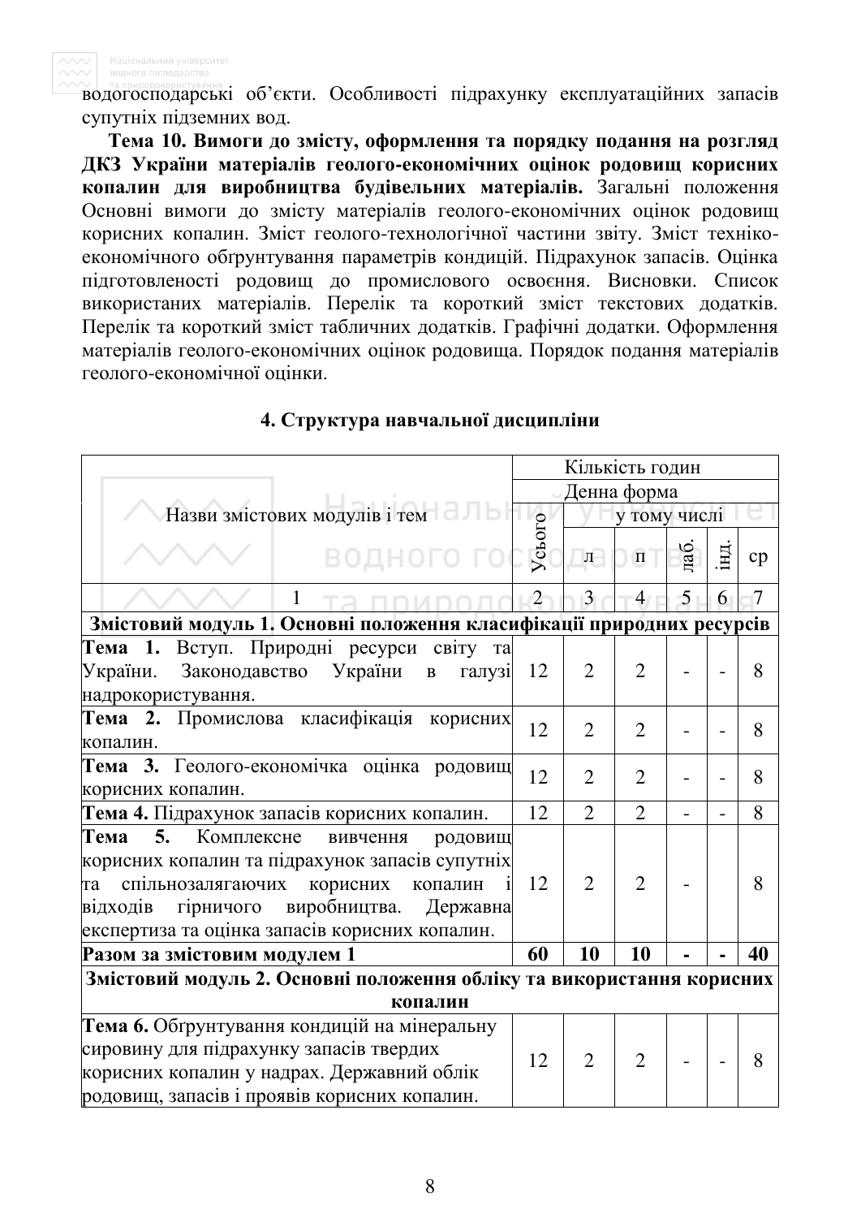водогосподарські об'єкти. Особливості підрахунку експлуатаційних запасів супутніх підземних вод.

**Тема 10. Вимоги до змісту, оформлення та порядку подання на розгляд ДКЗ України матеріалів геолого-економічних оцінок родовищ корисних копалин для виробництва будівельних матеріалів.** Загальні положення Основні вимоги до змісту матеріалів геолого-економічних оцінок родовищ корисних копалин. Зміст геолого-технологічної частини звіту. Зміст техніко-економічного обґрунтування параметрів кондицій. Підрахунок запасів. Оцінка підготовленості родовищ до промислового освоєння. Висновки. Список використаних матеріалів. Перелік та короткий зміст текстових додатків. Перелік та короткий зміст табличних додатків. Графічні додатки. Оформлення матеріалів геолого-економічних оцінок родовища. Порядок подання матеріалів геолого-економічної оцінки.

## 4. Структура навчальної дисципліни

| Назви змістових модулів і тем | Кількість годин | | | | | |
|---|---|---|---|---|---|---|
| | Денна форма | | | | | |
| | Усього | у тому числі | | | | |
| | | л | п | лаб. | інд. | ср |
| 1 | 2 | 3 | 4 | 5 | 6 | 7 |
| **Змістовий модуль 1. Основні положення класифікації природних ресурсів** | | | | | | |
| **Тема 1.** Вступ. Природні ресурси світу та України. Законодавство України в галузі надрокористування. | 12 | 2 | 2 | - | - | 8 |
| **Тема 2.** Промислова класифікація корисних копалин. | 12 | 2 | 2 | - | - | 8 |
| **Тема 3.** Геолого-економічка оцінка родовищ корисних копалин. | 12 | 2 | 2 | - | - | 8 |
| **Тема 4.** Підрахунок запасів корисних копалин. | 12 | 2 | 2 | - | - | 8 |
| **Тема 5.** Комплексне вивчення родовищ корисних копалин та підрахунок запасів супутніх та спільнозалягаючих корисних копалин і відходів гірничого виробництва. Державна експертиза та оцінка запасів корисних копалин. | 12 | 2 | 2 | - | | 8 |
| **Разом за змістовим модулем 1** | **60** | **10** | **10** | **-** | **-** | **40** |
| **Змістовий модуль 2. Основні положення обліку та використання корисних копалин** | | | | | | |
| **Тема 6.** Обґрунтування кондицій на мінеральну сировину для підрахунку запасів твердих корисних копалин у надрах. Державний облік родовищ, запасів і проявів корисних копалин. | 12 | 2 | 2 | - | - | 8 |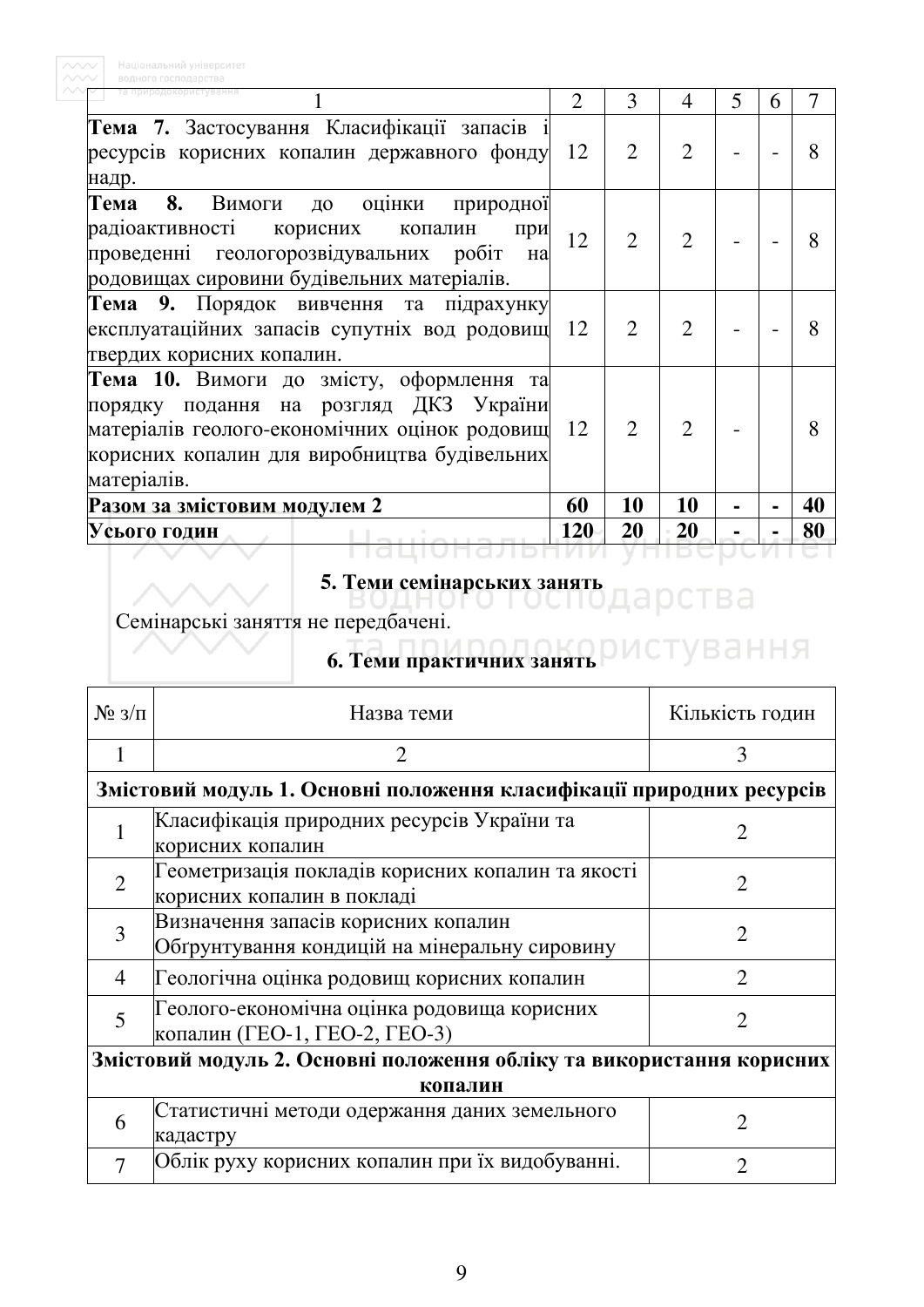| 1 | 2 | 3 | 4 | 5 | 6 | 7 |
|---|---|---|---|---|---|---|
| **Тема 7.** Застосування Класифікації запасів і ресурсів корисних копалин державного фонду надр. | 12 | 2 | 2 | - | - | 8 |
| **Тема 8.** Вимоги до оцінки природної радіоактивності корисних копалин при проведенні геологорозвідувальних робіт на родовищах сировини будівельних матеріалів. | 12 | 2 | 2 | - | - | 8 |
| **Тема 9.** Порядок вивчення та підрахунку експлуатаційних запасів супутніх вод родовищ твердих корисних копалин. | 12 | 2 | 2 | - | - | 8 |
| **Тема 10.** Вимоги до змісту, оформлення та порядку подання на розгляд ДКЗ України матеріалів геолого-економічних оцінок родовищ корисних копалин для виробництва будівельних матеріалів. | 12 | 2 | 2 | - | | 8 |
| **Разом за змістовим модулем 2** | **60** | **10** | **10** | **-** | **-** | **40** |
| **Усього годин** | **120** | **20** | **20** | **-** | **-** | **80** |

## 5. Теми семінарських занять

Семінарські заняття не передбачені.

## 6. Теми практичних занять

| № з/п | Назва теми | Кількість годин |
|---|---|---|
| 1 | 2 | 3 |
| **Змістовий модуль 1. Основні положення класифікації природних ресурсів** | | |
| 1 | Класифікація природних ресурсів України та корисних копалин | 2 |
| 2 | Геометризація покладів корисних копалин та якості корисних копалин в покладі | 2 |
| 3 | Визначення запасів корисних копалин Обґрунтування кондицій на мінеральну сировину | 2 |
| 4 | Геологічна оцінка родовищ корисних копалин | 2 |
| 5 | Геолого-економічна оцінка родовища корисних копалин (ГЕО-1, ГЕО-2, ГЕО-3) | 2 |
| **Змістовий модуль 2. Основні положення обліку та використання корисних копалин** | | |
| 6 | Статистичні методи одержання даних земельного кадастру | 2 |
| 7 | Облік руху корисних копалин при їх видобуванні. | 2 |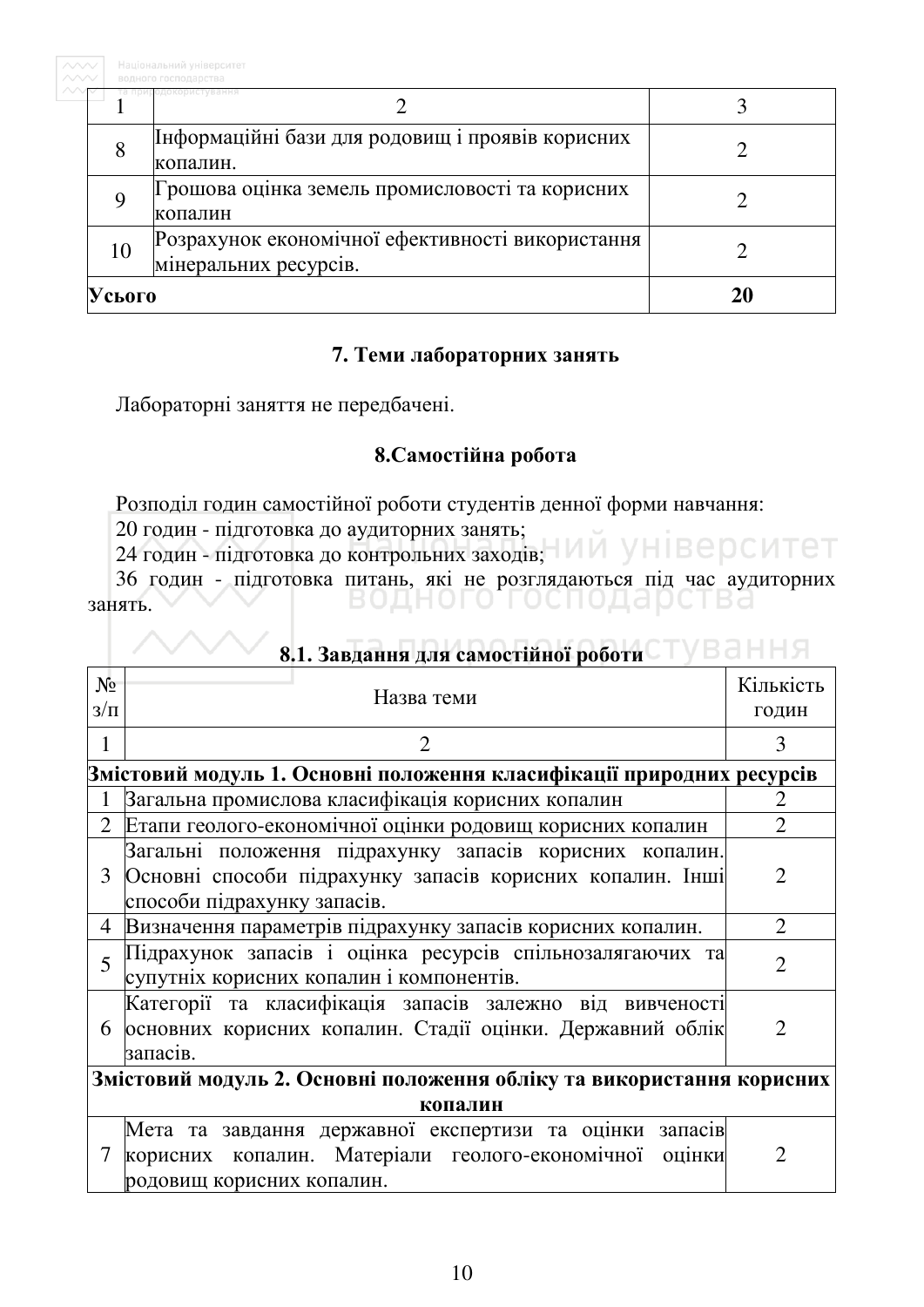| 1 | 2 | 3 |
|---|---|---|
| 8 | Інформаційні бази для родовищ і проявів корисних копалин. | 2 |
| 9 | Грошова оцінка земель промисловості та корисних копалин | 2 |
| 10 | Розрахунок економічної ефективності використання мінеральних ресурсів. | 2 |
| **Усього** | | **20** |

## 7. Теми лабораторних занять

Лабораторні заняття не передбачені.

## 8.Самостійна робота

Розподіл годин самостійної роботи студентів денної форми навчання:

20 годин - підготовка до аудиторних занять;

24 годин - підготовка до контрольних заходів;

36 годин - підготовка питань, які не розглядаються під час аудиторних занять.

### 8.1. Завдання для самостійної роботи

| № з/п | Назва теми | Кількість годин |
|---|---|---|
| 1 | 2 | 3 |
| **Змістовий модуль 1. Основні положення класифікації природних ресурсів** | | |
| 1 | Загальна промислова класифікація корисних копалин | 2 |
| 2 | Етапи геолого-економічної оцінки родовищ корисних копалин | 2 |
| 3 | Загальні положення підрахунку запасів корисних копалин. Основні способи підрахунку запасів корисних копалин. Інші способи підрахунку запасів. | 2 |
| 4 | Визначення параметрів підрахунку запасів корисних копалин. | 2 |
| 5 | Підрахунок запасів і оцінка ресурсів спільнозалягаючих та супутніх корисних копалин і компонентів. | 2 |
| 6 | Категорії та класифікація запасів залежно від вивченості основних корисних копалин. Стадії оцінки. Державний облік запасів. | 2 |
| **Змістовий модуль 2. Основні положення обліку та використання корисних копалин** | | |
| 7 | Мета та завдання державної експертизи та оцінки запасів корисних копалин. Матеріали геолого-економічної оцінки родовищ корисних копалин. | 2 |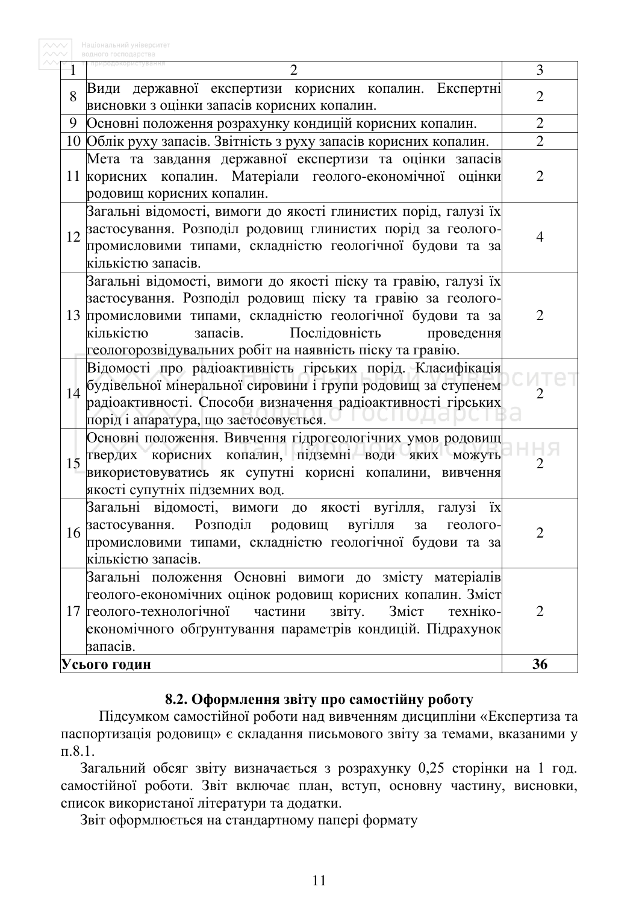| 1 | 2 | 3 |
|---|---|---|
| 8 | Види державної експертизи корисних копалин. Експертні висновки з оцінки запасів корисних копалин. | 2 |
| 9 | Основні положення розрахунку кондицій корисних копалин. | 2 |
| 10 | Облік руху запасів. Звітність з руху запасів корисних копалин. | 2 |
| 11 | Мета та завдання державної експертизи та оцінки запасів корисних копалин. Матеріали геолого-економічної оцінки родовищ корисних копалин. | 2 |
| 12 | Загальні відомості, вимоги до якості глинистих порід, галузі їх застосування. Розподіл родовищ глинистих порід за геолого-промисловими типами, складністю геологічної будови та за кількістю запасів. | 4 |
| 13 | Загальні відомості, вимоги до якості піску та гравію, галузі їх застосування. Розподіл родовищ піску та гравію за геолого-промисловими типами, складністю геологічної будови та за кількістю запасів. Послідовність проведення геологорозвідувальних робіт на наявність піску та гравію. | 2 |
| 14 | Відомості про радіоактивність гірських порід. Класифікація будівельної мінеральної сировини і групи родовищ за ступенем радіоактивності. Способи визначення радіоактивності гірських порід і апаратура, що застосовується. | 2 |
| 15 | Основні положення. Вивчення гідрогеологічних умов родовищ твердих корисних копалин, підземні води яких можуть використовуватись як супутні корисні копалини, вивчення якості супутніх підземних вод. | 2 |
| 16 | Загальні відомості, вимоги до якості вугілля, галузі їх застосування. Розподіл родовищ вугілля за геолого-промисловими типами, складністю геологічної будови та за кількістю запасів. | 2 |
| 17 | Загальні положення Основні вимоги до змісту матеріалів геолого-економічних оцінок родовищ корисних копалин. Зміст геолого-технологічної частини звіту. Зміст техніко-економічного обґрунтування параметрів кондицій. Підрахунок запасів. | 2 |
| **Усього годин** | | **36** |

### 8.2. Оформлення звіту про самостійну роботу

Підсумком самостійної роботи над вивченням дисципліни «Експертиза та паспортизація родовищ» є складання письмового звіту за темами, вказаними у п.8.1.

Загальний обсяг звіту визначається з розрахунку 0,25 сторінки на 1 год. самостійної роботи. Звіт включає план, вступ, основну частину, висновки, список використаної літератури та додатки.

Звіт оформлюється на стандартному папері формату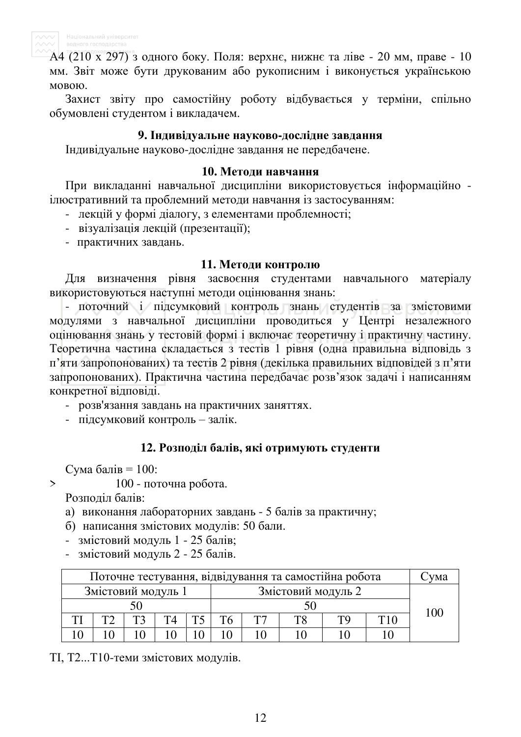А4 (210 х 297) з одного боку. Поля: верхнє, нижнє та ліве - 20 мм, праве - 10 мм. Звіт може бути друкованим або рукописним і виконується українською мовою.

Захист звіту про самостійну роботу відбувається у терміни, спільно обумовлені студентом і викладачем.

### 9. Індивідуальне науково-дослідне завдання

Індивідуальне науково-дослідне завдання не передбачене.

### 10. Методи навчання

При викладанні навчальної дисципліни використовується інформаційно - ілюстративний та проблемний методи навчання із застосуванням:

- лекцій у формі діалогу, з елементами проблемності;
- візуалізація лекцій (презентації);
- практичних завдань.

### 11. Методи контролю

Для визначення рівня засвоєння студентами навчального матеріалу використовуються наступні методи оцінювання знань:

- поточний і підсумковий контроль знань студентів за змістовими модулями з навчальної дисципліни проводиться у Центрі незалежного оцінювання знань у тестовій формі і включає теоретичну і практичну частину. Теоретична частина складається з тестів 1 рівня (одна правильна відповідь з п'яти запропонованих) та тестів 2 рівня (декілька правильних відповідей з п'яти запропонованих). Практична частина передбачає розв'язок задачі і написанням конкретної відповіді.
- розв'язання завдань на практичних заняттях.
- підсумковий контроль – залік.

### 12. Розподіл балів, які отримують студенти

Сума балів = 100:

> 100 - поточна робота.

Розподіл балів:

а) виконання лабораторних завдань - 5 балів за практичну;

б) написання змістових модулів: 50 бали.

- змістовий модуль 1 - 25 балів;
- змістовий модуль 2 - 25 балів.

| Поточне тестування, відвідування та самостійна робота | | | | | | | | | | Сума |
|---|---|---|---|---|---|---|---|---|---|---|
| Змістовий модуль 1 | | | | | Змістовий модуль 2 | | | | | 100 |
| 50 | | | | | 50 | | | | | |
| ТІ | Т2 | Т3 | Т4 | Т5 | Т6 | Т7 | Т8 | Т9 | Т10 | |
| 10 | 10 | 10 | 10 | 10 | 10 | 10 | 10 | 10 | 10 | |

ТІ, Т2...Т10-теми змістових модулів.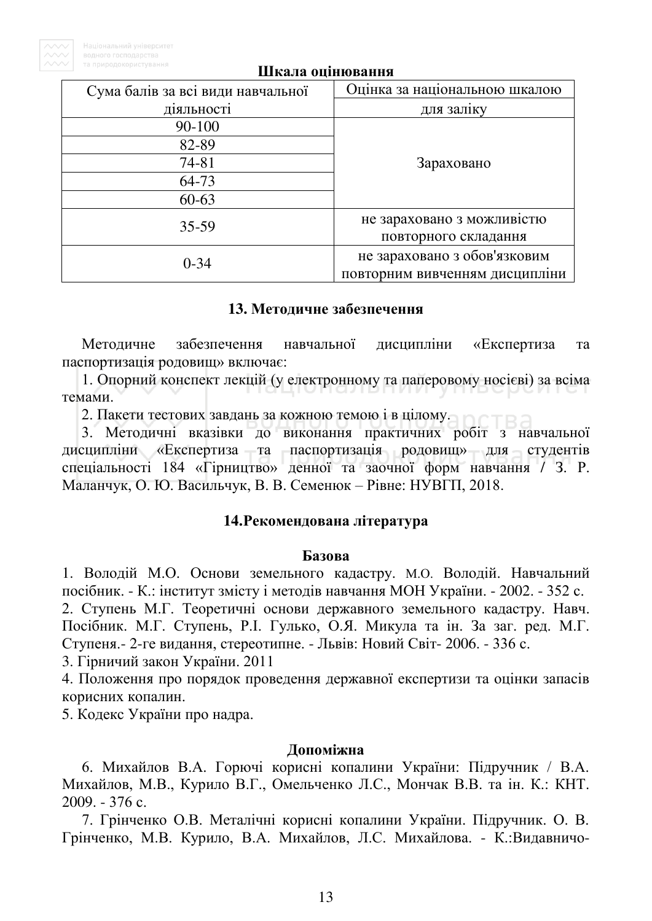**Шкала оцінювання**

| Сума балів за всі види навчальної діяльності | Оцінка за національною шкалою для заліку |
|---|---|
| 90-100 | Зараховано |
| 82-89 | |
| 74-81 | |
| 64-73 | |
| 60-63 | |
| 35-59 | не зараховано з можливістю повторного складання |
| 0-34 | не зараховано з обов'язковим повторним вивченням дисципліни |

## 13. Методичне забезпечення

Методичне забезпечення навчальної дисципліни «Експертиза та паспортизація родовищ» включає:

1. Опорний конспект лекцій (у електронному та паперовому носієві) за всіма темами.
2. Пакети тестових завдань за кожною темою і в цілому.
3. Методичні вказівки до виконання практичних робіт з навчальної дисципліни «Експертиза та паспортизація родовищ» для студентів спеціальності 184 «Гірництво» денної та заочної форм навчання / З. Р. Маланчук, О. Ю. Васильчук, В. В. Семенюк – Рівне: НУВГП, 2018.

## 14.Рекомендована література

### Базова

1. Володій М.О. Основи земельного кадастру. М.О. Володій. Навчальний посібник. - К.: інститут змісту і методів навчання МОН України. - 2002. - 352 с.
2. Ступень М.Г. Теоретичні основи державного земельного кадастру. Навч. Посібник. М.Г. Ступень, Р.І. Гулько, О.Я. Микула та ін. За заг. ред. М.Г. Ступеня.- 2-ге видання, стереотипне. - Львів: Новий Світ- 2006. - 336 с.
3. Гірничий закон України. 2011
4. Положення про порядок проведення державної експертизи та оцінки запасів корисних копалин.
5. Кодекс України про надра.

### Допоміжна

6. Михайлов В.А. Горючі корисні копалини України: Підручник / В.А. Михайлов, М.В., Курило В.Г., Омельченко Л.С., Мончак В.В. та ін. К.: КНТ. 2009. - 376 с.
7. Грінченко О.В. Металічні корисні копалини України. Підручник. О. В. Грінченко, М.В. Курило, В.А. Михайлов, Л.С. Михайлова. - К.:Видавничо-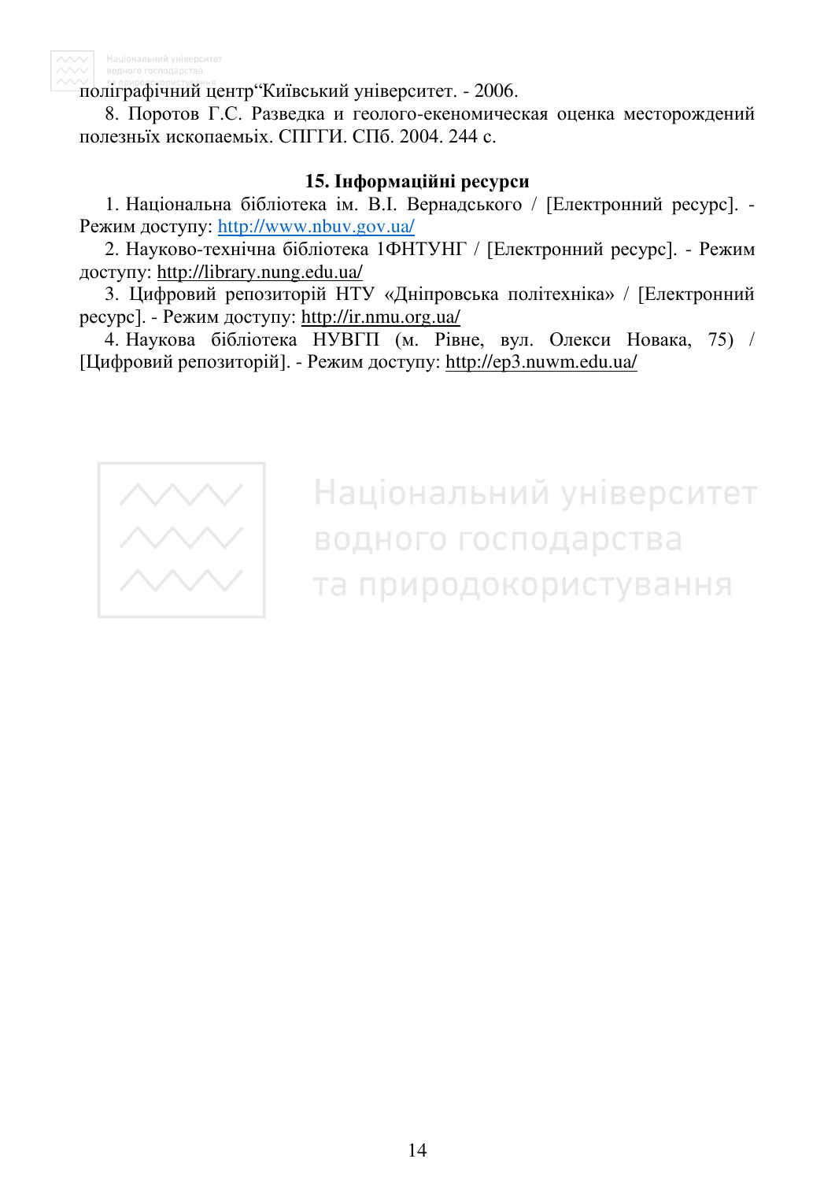поліграфічний центр“Київський університет. - 2006.

8. Поротов Г.С. Разведка и геолого-екеномическая оценка месторождений полезньїх ископаемьіх. СПГГИ. СПб. 2004. 244 с.

## 15. Інформаційні ресурси

1. Національна бібліотека ім. В.І. Вернадського / [Електронний ресурс]. - Режим доступу: http://www.nbuv.gov.ua/
2. Науково-технічна бібліотека 1ФНТУНГ / [Електронний ресурс]. - Режим доступу: http://library.nung.edu.ua/
3. Цифровий репозиторій НТУ «Дніпровська політехніка» / [Електронний ресурс]. - Режим доступу: http://ir.nmu.org.ua/
4. Наукова бібліотека НУВГП (м. Рівне, вул. Олекси Новака, 75) / [Цифровий репозиторій]. - Режим доступу: http://ep3.nuwm.edu.ua/